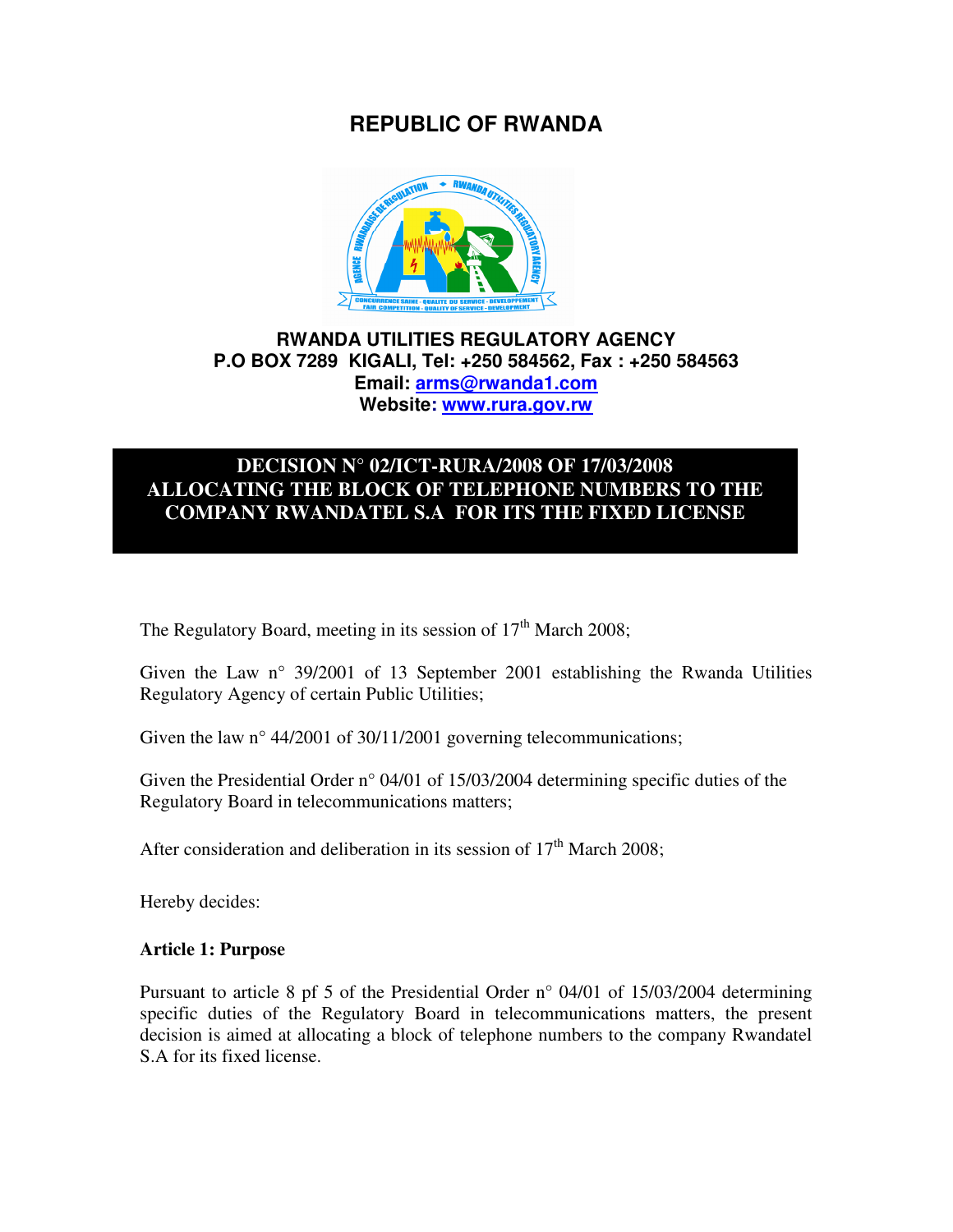# REPUBLIC OF RWANDA

**RWANDA UTILITIES REGULATORY AGENCY**
**P.O BOX 7289 KIGALI, Tel: +250 584562, Fax : +250 584563**
**Email: arms@rwanda1.com**
**Website: www.rura.gov.rw**

## DECISION N° 02/ICT-RURA/2008 OF 17/03/2008 ALLOCATING THE BLOCK OF TELEPHONE NUMBERS TO THE COMPANY RWANDATEL S.A FOR ITS THE FIXED LICENSE

The Regulatory Board, meeting in its session of 17th March 2008;

Given the Law n° 39/2001 of 13 September 2001 establishing the Rwanda Utilities Regulatory Agency of certain Public Utilities;

Given the law n° 44/2001 of 30/11/2001 governing telecommunications;

Given the Presidential Order n° 04/01 of 15/03/2004 determining specific duties of the Regulatory Board in telecommunications matters;

After consideration and deliberation in its session of 17th March 2008;

Hereby decides:

**Article 1: Purpose**

Pursuant to article 8 pf 5 of the Presidential Order n° 04/01 of 15/03/2004 determining specific duties of the Regulatory Board in telecommunications matters, the present decision is aimed at allocating a block of telephone numbers to the company Rwandatel S.A for its fixed license.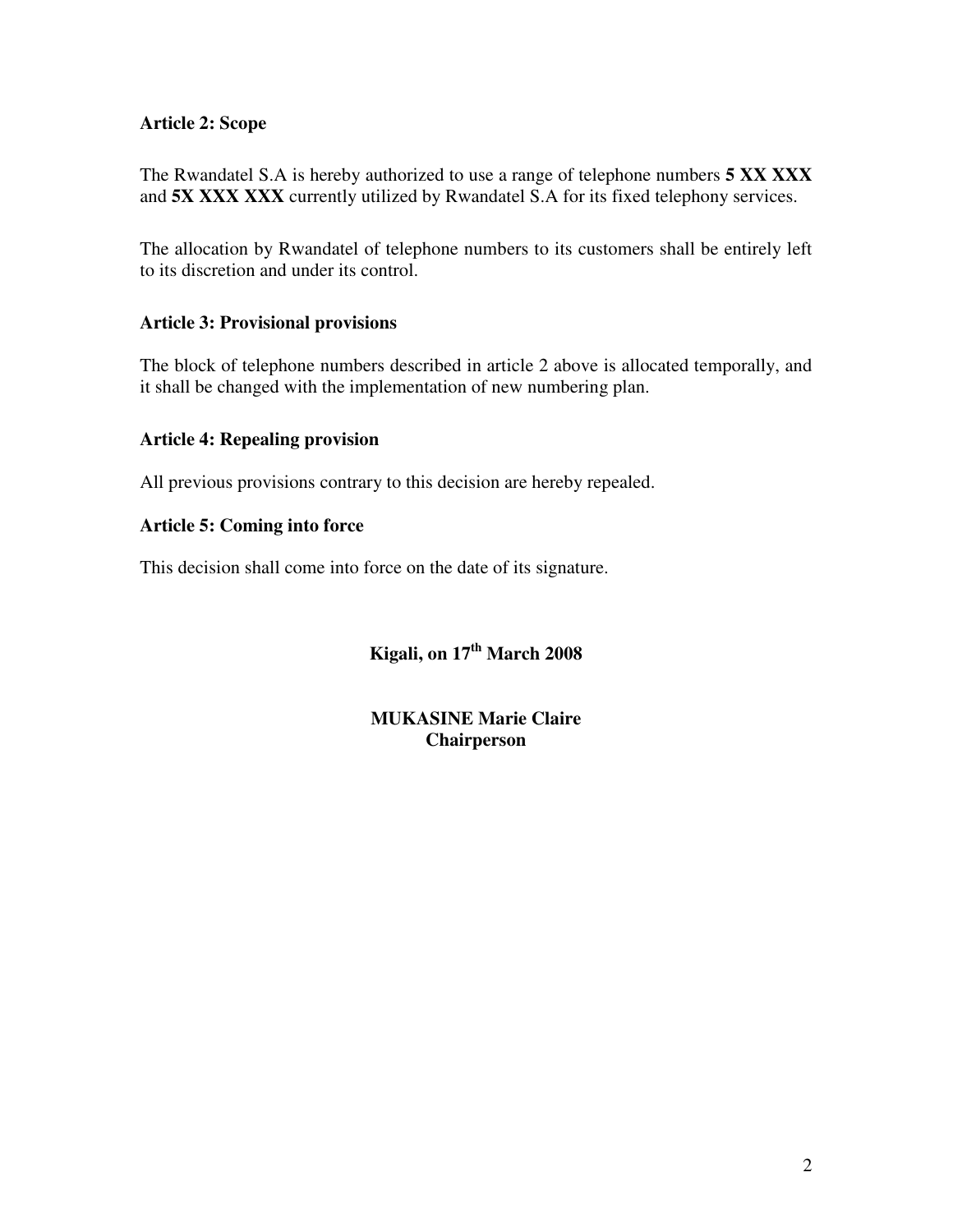**Article 2: Scope**

The Rwandatel S.A is hereby authorized to use a range of telephone numbers **5 XX XXX** and **5X XXX XXX** currently utilized by Rwandatel S.A for its fixed telephony services.

The allocation by Rwandatel of telephone numbers to its customers shall be entirely left to its discretion and under its control.

**Article 3: Provisional provisions**

The block of telephone numbers described in article 2 above is allocated temporally, and it shall be changed with the implementation of new numbering plan.

**Article 4: Repealing provision**

All previous provisions contrary to this decision are hereby repealed.

**Article 5: Coming into force**

This decision shall come into force on the date of its signature.

**Kigali, on 17th March 2008**

**MUKASINE Marie Claire**
**Chairperson**